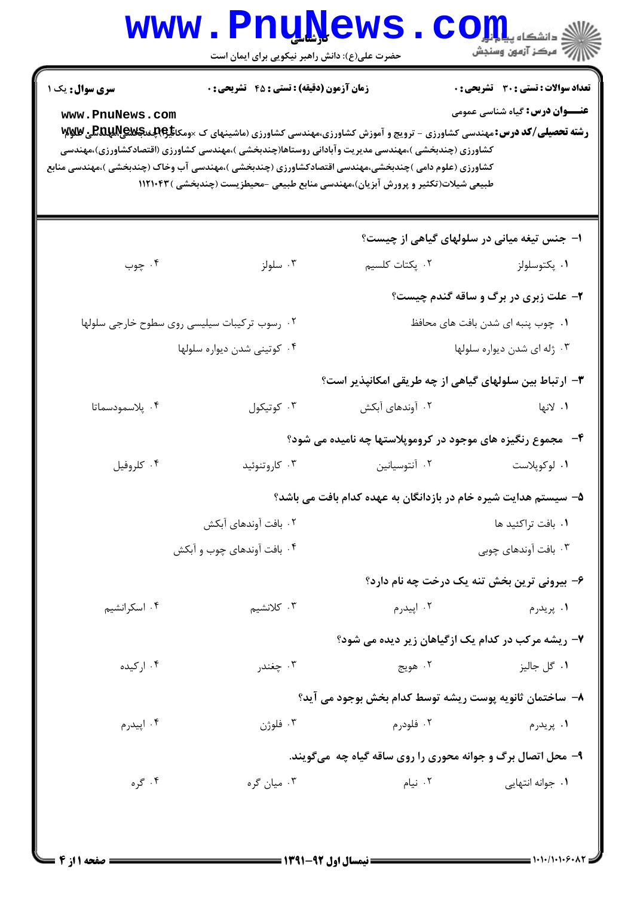**سری سوال:** یک ۱

**زمان آزمون (دقیقه) : تستی : ۴۵ تشریحی : ۰**

**تعداد سوالات : تستی : ۳۰ تشریحی : ۰**

**عنـــوان درس:** گیاه شناسی عمومی

**رشته تحصیلی/کد درس:** مهندسی کشاورزی - ترویج و آموزش کشاورزی،مهندسی کشاورزی (ماشینهای ک ×ومکانیزاسیون)(چندبخشی)،مهندسی علوم کشاورزی (چندبخشی )،مهندسی مدیریت وآبادانی روستاها(چندبخشی )،مهندسی کشاورزی (اقتصادکشاورزی)،مهندسی کشاورزی (علوم دامی )چندبخشی،مهندسی اقتصادکشاورزی (چندبخشی )،مهندسی آب وخاک (چندبخشی )،مهندسی منابع طبیعی شیلات(تکثیر و پرورش آبزیان)،مهندسی منابع طبیعی -محیطزیست (چندبخشی )۱۱۲۱۰۴۳

**۱- جنس تیغه میانی در سلولهای گیاهی از چیست؟**

۱. پکتوسلولز
۲. پکتات کلسیم
۳. سلولز
۴. چوب

**۲- علت زبری در برگ و ساقه گندم چیست؟**

۱. چوب پنبه ای شدن بافت های محافظ
۲. رسوب ترکیبات سیلیسی روی سطوح خارجی سلولها
۳. ژله ای شدن دیواره سلولها
۴. کوتینی شدن دیواره سلولها

**۳- ارتباط بین سلولهای گیاهی از چه طریقی امکانپذیر است؟**

۱. لانها
۲. آوندهای آبکش
۳. کوتیکول
۴. پلاسمودسماتا

**۴- مجموع رنگیزه های موجود در کروموپلاستها چه نامیده می شود؟**

۱. لوکوپلاست
۲. آنتوسیانین
۳. کاروتنوئید
۴. کلروفیل

**۵- سیستم هدایت شیره خام در بازدانگان به عهده کدام بافت می باشد؟**

۱. بافت تراکئید ها
۲. بافت آوندهای آبکش
۳. بافت آوندهای چوبی
۴. بافت آوندهای چوب و آبکش

**۶- بیرونی ترین بخش تنه یک درخت چه نام دارد؟**

۱. پریدرم
۲. اپیدرم
۳. کلانشیم
۴. اسکرانشیم

**۷- ریشه مرکب در کدام یک ازگیاهان زیر دیده می شود؟**

۱. گل جالیز
۲. هویج
۳. چغندر
۴. ارکیده

**۸- ساختمان ثانویه پوست ریشه توسط کدام بخش بوجود می آید؟**

۱. پریدرم
۲. فلودرم
۳. فلوژن
۴. اپیدرم

**۹- محل اتصال برگ و جوانه محوری را روی ساقه گیاه چه می‌گویند.**

۱. جوانه انتهایی
۲. نیام
۳. میان گره
۴. گره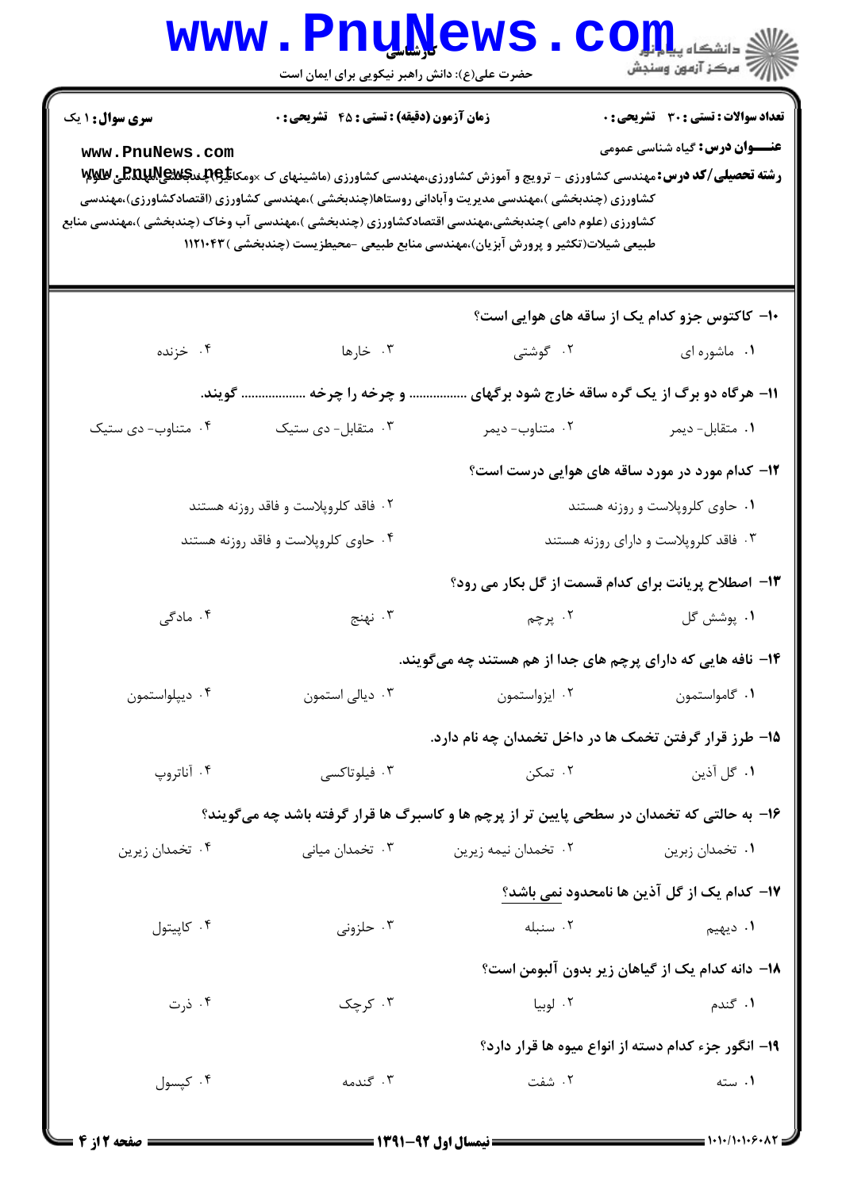**سری سوال:** ۱ یک | **زمان آزمون (دقیقه) : تستی : ۴۵ تشریحی : ۰** | **تعداد سوالات : تستی : ۳۰ تشریحی : ۰**

**عنـــوان درس:** گیاه شناسی عمومی

**رشته تحصیلی/کد درس:** مهندسی کشاورزی - ترویج و آموزش کشاورزی،مهندسی کشاورزی (ماشینهای ک ×ومکانیزاسیون)چندبخشی،مهندسی علوم کشاورزی (چندبخشی )،مهندسی مدیریت وآبادانی روستاها(چندبخشی )،مهندسی کشاورزی (اقتصادکشاورزی)،مهندسی کشاورزی (علوم دامی )چندبخشی،مهندسی اقتصادکشاورزی (چندبخشی )،مهندسی آب وخاک (چندبخشی )،مهندسی منابع طبیعی شیلات(تکثیر و پرورش آبزیان)،مهندسی منابع طبیعی -محیطزیست (چندبخشی ) ۱۱۲۱۰۴۳

۱۰- کاکتوس جزو کدام یک از ساقه های هوایی است؟

۱. ماشوره ای
۲. گوشتی
۳. خارها
۴. خزنده

۱۱- هرگاه دو برگ از یک گره ساقه خارج شود برگهای ................ و چرخه را چرخه ................ گویند.

۱. متقابل- دیمر
۲. متناوب- دیمر
۳. متقابل- دی ستیک
۴. متناوب- دی ستیک

۱۲- کدام مورد در مورد ساقه های هوایی درست است؟

۱. حاوی کلروپلاست و روزنه هستند
۲. فاقد کلروپلاست و فاقد روزنه هستند
۳. فاقد کلروپلاست و دارای روزنه هستند
۴. حاوی کلروپلاست و فاقد روزنه هستند

۱۳- اصطلاح پریانت برای کدام قسمت از گل بکار می رود؟

۱. پوشش گل
۲. پرچم
۳. نهنج
۴. مادگی

۱۴- نافه هایی که دارای پرچم های جدا از هم هستند چه می‌گویند.

۱. گامواستمون
۲. ایزواستمون
۳. دیالی استمون
۴. دیپلواستمون

۱۵- طرز قرار گرفتن تخمک ها در داخل تخمدان چه نام دارد.

۱. گل آذین
۲. تمکن
۳. فیلوتاکسی
۴. آناتروپ

۱۶- به حالتی که تخمدان در سطحی پایین تر از پرچم ها و کاسبرگ ها قرار گرفته باشد چه می‌گویند؟

۱. تخمدان زبرین
۲. تخمدان نیمه زیرین
۳. تخمدان میانی
۴. تخمدان زیرین

۱۷- کدام یک از گل آذین ها نامحدود نمی باشد؟

۱. دیهیم
۲. سنبله
۳. حلزونی
۴. کاپیتول

۱۸- دانه کدام یک از گیاهان زیر بدون آلبومن است؟

۱. گندم
۲. لوبیا
۳. کرچک
۴. ذرت

۱۹- انگور جزء کدام دسته از انواع میوه ها قرار دارد؟

۱. سته
۲. شفت
۳. گندمه
۴. کپسول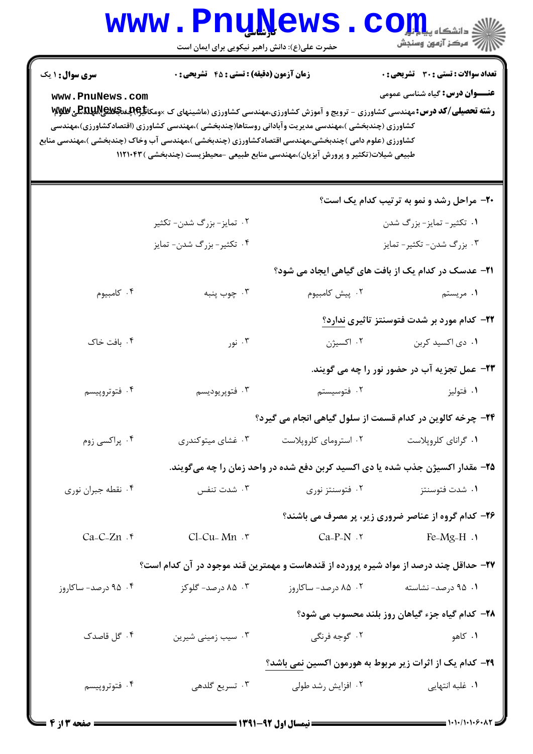**سری سوال:** ۱ یک

**زمان آزمون (دقیقه) : تستی : ۴۵ تشریحی : ۰**

**تعداد سوالات : تستی : ۳۰ تشریحی : ۰**

**عنـــوان درس:** گیاه شناسی عمومی

**رشته تحصیلی/کد درس:** مهندسی کشاورزی - ترویج و آموزش کشاورزی،مهندسی کشاورزی (ماشینهای کشاورزی)(چندبخشی)،مهندسی علوم کشاورزی (چندبخشی )،مهندسی مدیریت وآبادانی روستاها(چندبخشی )،مهندسی کشاورزی (اقتصادکشاورزی)،مهندسی کشاورزی (علوم دامی )چندبخشی،مهندسی اقتصادکشاورزی (چندبخشی )،مهندسی آب وخاک (چندبخشی )،مهندسی منابع طبیعی شیلات(تکثیر و پرورش آبزیان)،مهندسی منابع طبیعی -محیطزیست (چندبخشی ) ۱۱۲۱۰۴۳

**۲۰- مراحل رشد و نمو به ترتیب کدام یک است؟**

۱. تکثیر- تمایز- بزرگ شدن
۲. تمایز- بزرگ شدن- تکثیر
۳. بزرگ شدن- تکثیر- تمایز
۴. تکثیر- بزرگ شدن- تمایز

**۲۱- عدسک در کدام یک از بافت های گیاهی ایجاد می شود؟**

۱. مریستم
۲. پیش کامبیوم
۳. چوب پنبه
۴. کامبیوم

**۲۲- کدام مورد بر شدت فتوسنتز تاثیری ندارد؟**

۱. دی اکسید کربن
۲. اکسیژن
۳. نور
۴. بافت خاک

**۲۳- عمل تجزیه آب در حضور نور را چه می گویند.**

۱. فتولیز
۲. فتوسیستم
۳. فتوپریودیسم
۴. فتوتروپیسم

**۲۴- چرخه کالوین در کدام قسمت از سلول گیاهی انجام می گیرد؟**

۱. گرانای کلروپلاست
۲. استرومای کلروپلاست
۳. غشای میتوکندری
۴. پراکسی زوم

**۲۵- مقدار اکسیژن جذب شده یا دی اکسید کربن دفع شده در واحد زمان را چه می‌گویند.**

۱. شدت فتوسنتز
۲. فتوسنتز نوری
۳. شدت تنفس
۴. نقطه جبران نوری

**۲۶- کدام گروه از عناصر ضروری زیر، پر مصرف می باشند؟**

۱. Fe-Mg-H
۲. Ca-P-N
۳. Cl-Cu- Mn
۴. Ca-C-Zn

**۲۷- حداقل چند درصد از مواد شیره پرورده از قندهاست و مهمترین قند موجود در آن کدام است؟**

۱. ۹۵ درصد- نشاسته
۲. ۸۵ درصد- ساکاروز
۳. ۸۵ درصد- گلوکز
۴. ۹۵ درصد- ساکاروز

**۲۸- کدام گیاه جزء گیاهان روز بلند محسوب می شود؟**

۱. کاهو
۲. گوجه فرنگی
۳. سیب زمینی شیرین
۴. گل قاصدک

**۲۹- کدام یک از اثرات زیر مربوط به هورمون اکسین نمی باشد؟**

۱. غلبه انتهایی
۲. افزایش رشد طولی
۳. تسریع گلدهی
۴. فتوتروپیسم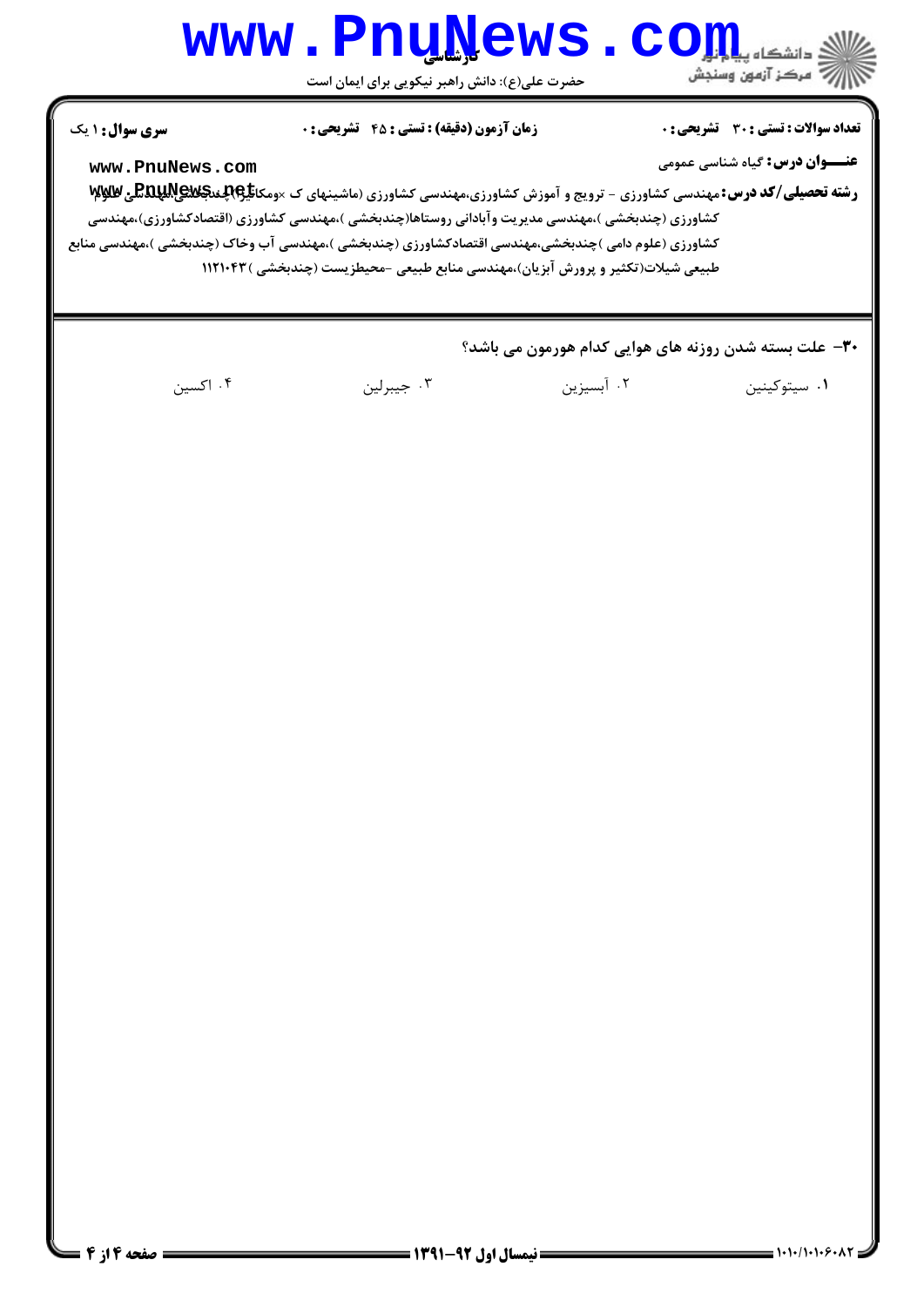**۳۰- علت بسته شدن روزنه های هوایی کدام هورمون می باشد؟**

۱. سیتوکینین

۲. آبسیزین

۳. جیبرلین

۴. اکسین